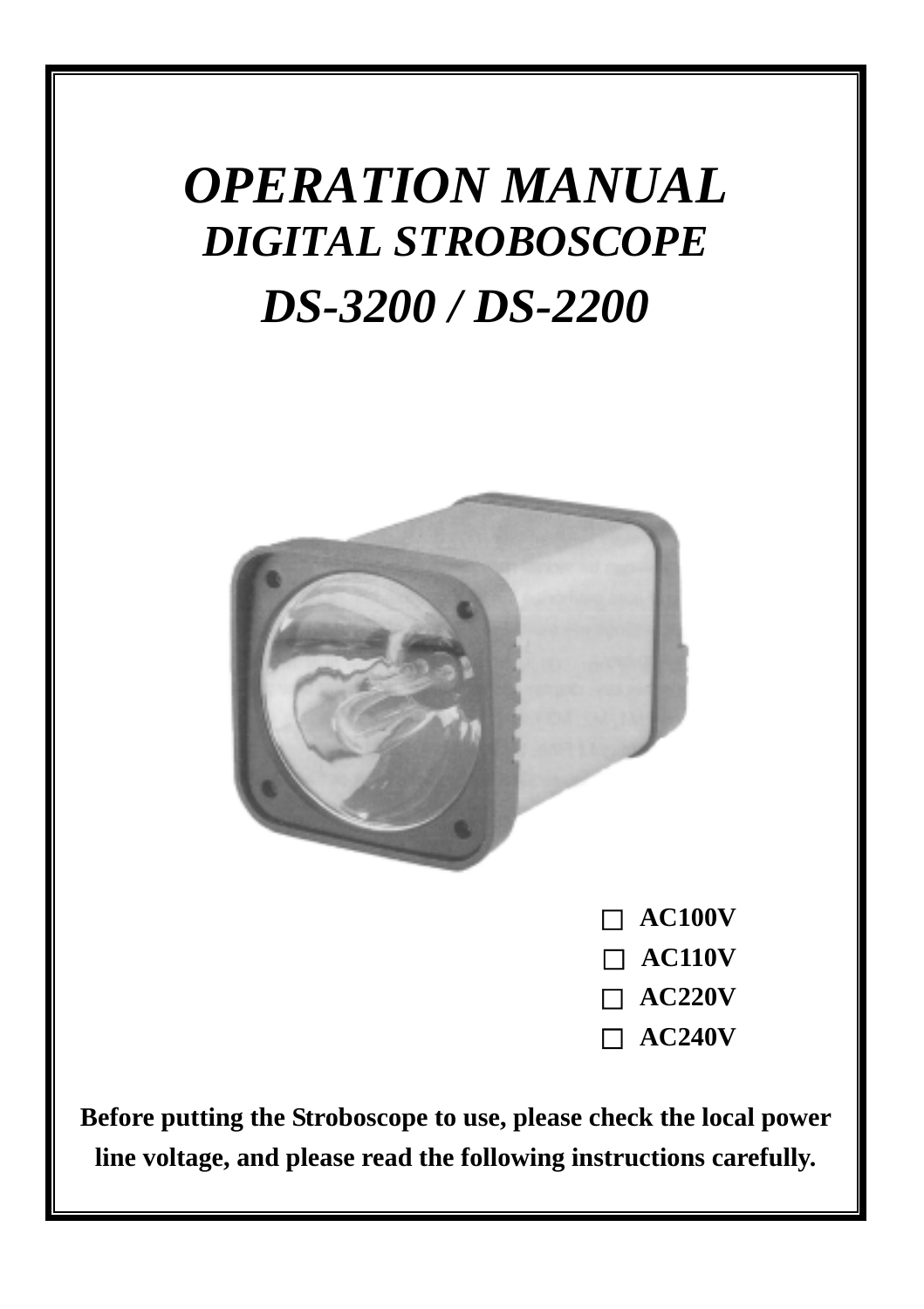# *OPERATION MANUAL*

## *DIGITAL STROBOSCOPE*

## *DS-3200 / DS-2200*

- ☐ **AC100V**
- ☐ **AC110V**
- ☐ **AC220V**
- ☐ **AC240V**

**Before putting the Stroboscope to use, please check the local power line voltage, and please read the following instructions carefully.**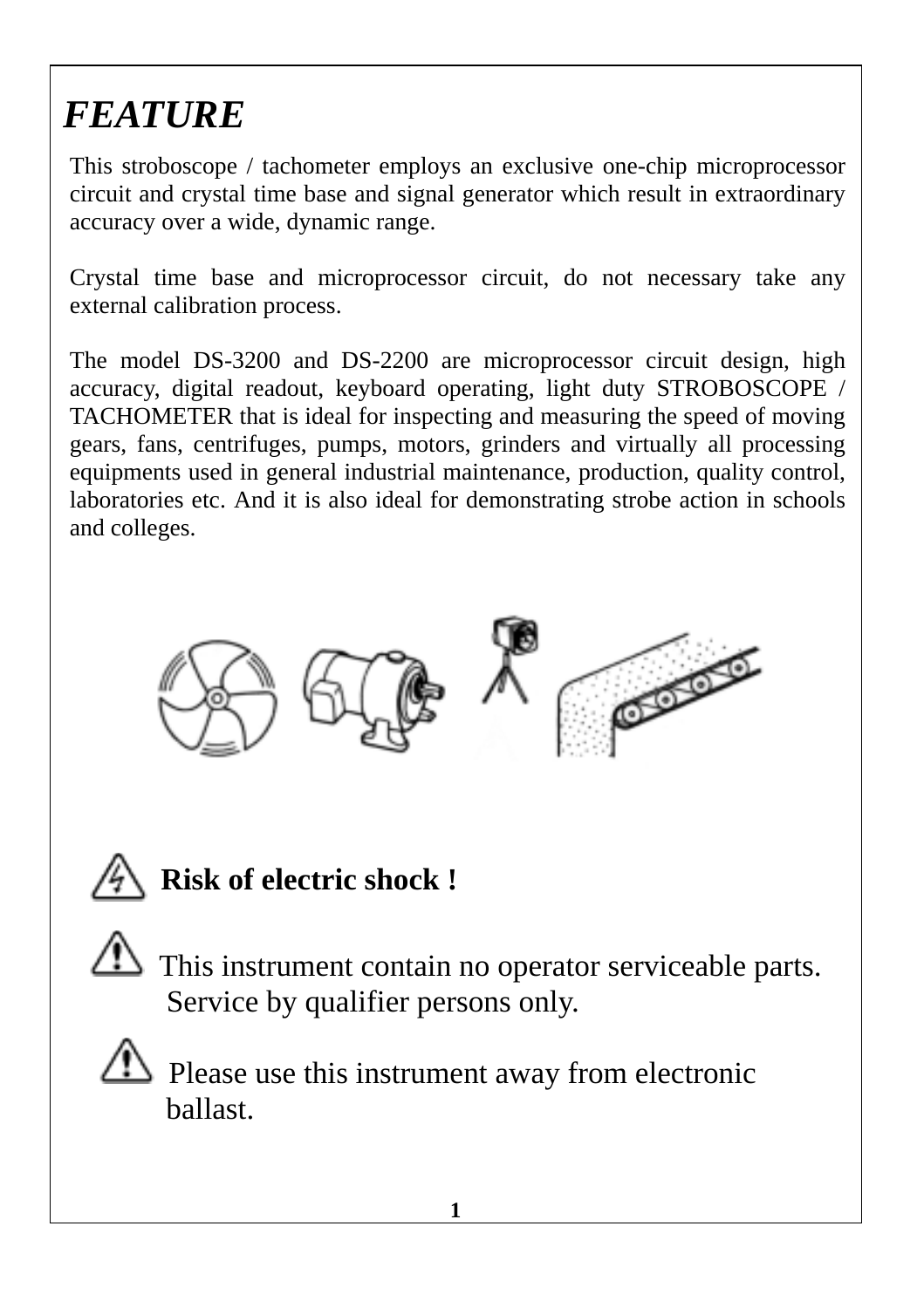# *FEATURE*

This stroboscope / tachometer employs an exclusive one-chip microprocessor circuit and crystal time base and signal generator which result in extraordinary accuracy over a wide, dynamic range.

Crystal time base and microprocessor circuit, do not necessary take any external calibration process.

The model DS-3200 and DS-2200 are microprocessor circuit design, high accuracy, digital readout, keyboard operating, light duty STROBOSCOPE / TACHOMETER that is ideal for inspecting and measuring the speed of moving gears, fans, centrifuges, pumps, motors, grinders and virtually all processing equipments used in general industrial maintenance, production, quality control, laboratories etc. And it is also ideal for demonstrating strobe action in schools and colleges.

⚠ **Risk of electric shock !**

⚠ This instrument contain no operator serviceable parts. Service by qualifier persons only.

⚠ Please use this instrument away from electronic ballast.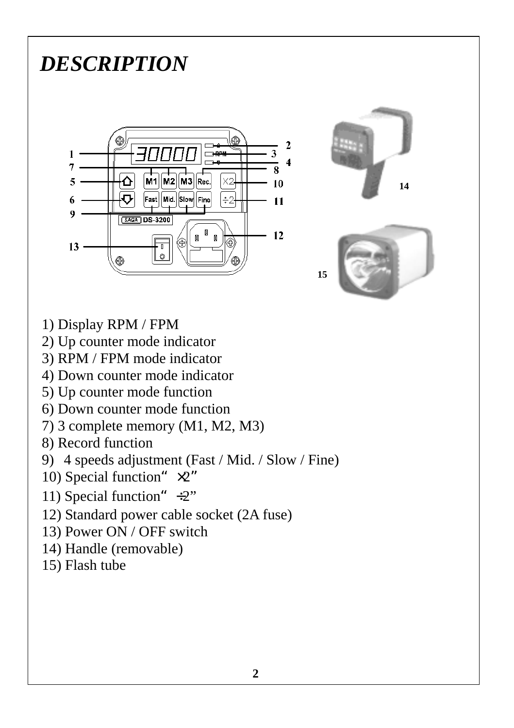# *DESCRIPTION*

1) Display RPM / FPM
2) Up counter mode indicator
3) RPM / FPM mode indicator
4) Down counter mode indicator
5) Up counter mode function
6) Down counter mode function
7) 3 complete memory (M1, M2, M3)
8) Record function
9) 4 speeds adjustment (Fast / Mid. / Slow / Fine)
10) Special function "×2"
11) Special function "÷2"
12) Standard power cable socket (2A fuse)
13) Power ON / OFF switch
14) Handle (removable)
15) Flash tube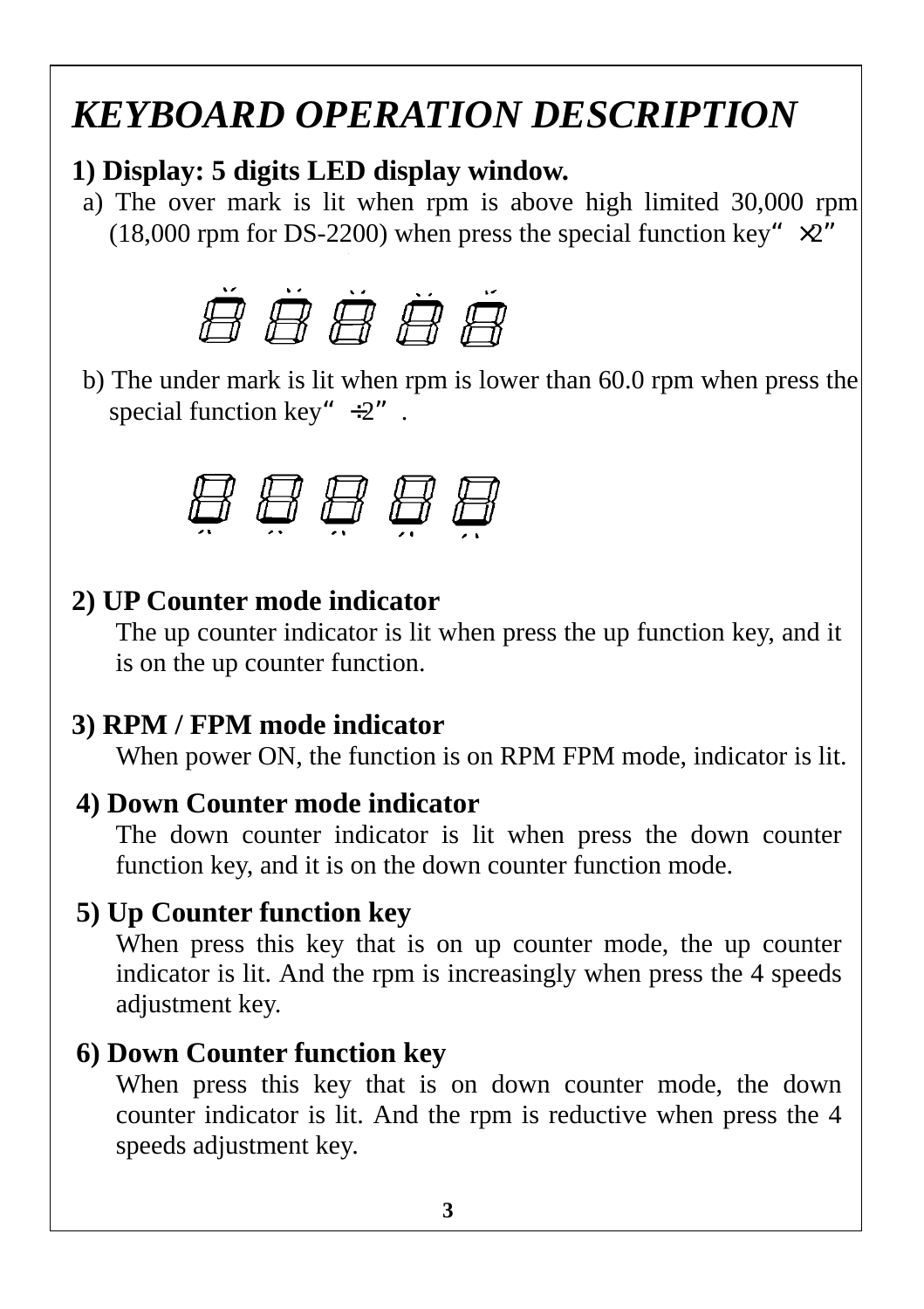# KEYBOARD OPERATION DESCRIPTION

**1) Display: 5 digits LED display window.**

a) The over mark is lit when rpm is above high limited 30,000 rpm (18,000 rpm for DS-2200) when press the special function key“ ×2”

b) The under mark is lit when rpm is lower than 60.0 rpm when press the special function key“ ÷2” .

**2) UP Counter mode indicator**

The up counter indicator is lit when press the up function key, and it is on the up counter function.

**3) RPM / FPM mode indicator**

When power ON, the function is on RPM FPM mode, indicator is lit.

**4) Down Counter mode indicator**

The down counter indicator is lit when press the down counter function key, and it is on the down counter function mode.

**5) Up Counter function key**

When press this key that is on up counter mode, the up counter indicator is lit. And the rpm is increasingly when press the 4 speeds adjustment key.

**6) Down Counter function key**

When press this key that is on down counter mode, the down counter indicator is lit. And the rpm is reductive when press the 4 speeds adjustment key.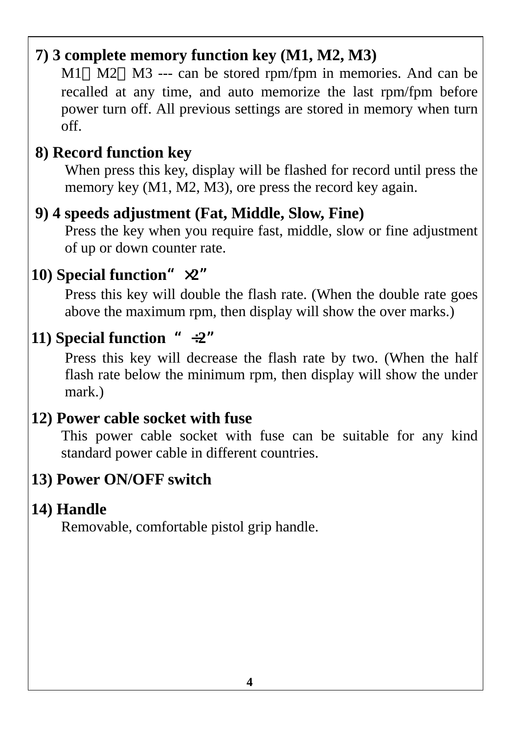**7) 3 complete memory function key (M1, M2, M3)**

M1，M2，M3 --- can be stored rpm/fpm in memories. And can be recalled at any time, and auto memorize the last rpm/fpm before power turn off. All previous settings are stored in memory when turn off.

**8) Record function key**

When press this key, display will be flashed for record until press the memory key (M1, M2, M3), ore press the record key again.

**9) 4 speeds adjustment (Fat, Middle, Slow, Fine)**

Press the key when you require fast, middle, slow or fine adjustment of up or down counter rate.

**10) Special function“ ×2”**

Press this key will double the flash rate. (When the double rate goes above the maximum rpm, then display will show the over marks.)

**11) Special function “ ÷2”**

Press this key will decrease the flash rate by two. (When the half flash rate below the minimum rpm, then display will show the under mark.)

**12) Power cable socket with fuse**

This power cable socket with fuse can be suitable for any kind standard power cable in different countries.

**13) Power ON/OFF switch**

**14) Handle**

Removable, comfortable pistol grip handle.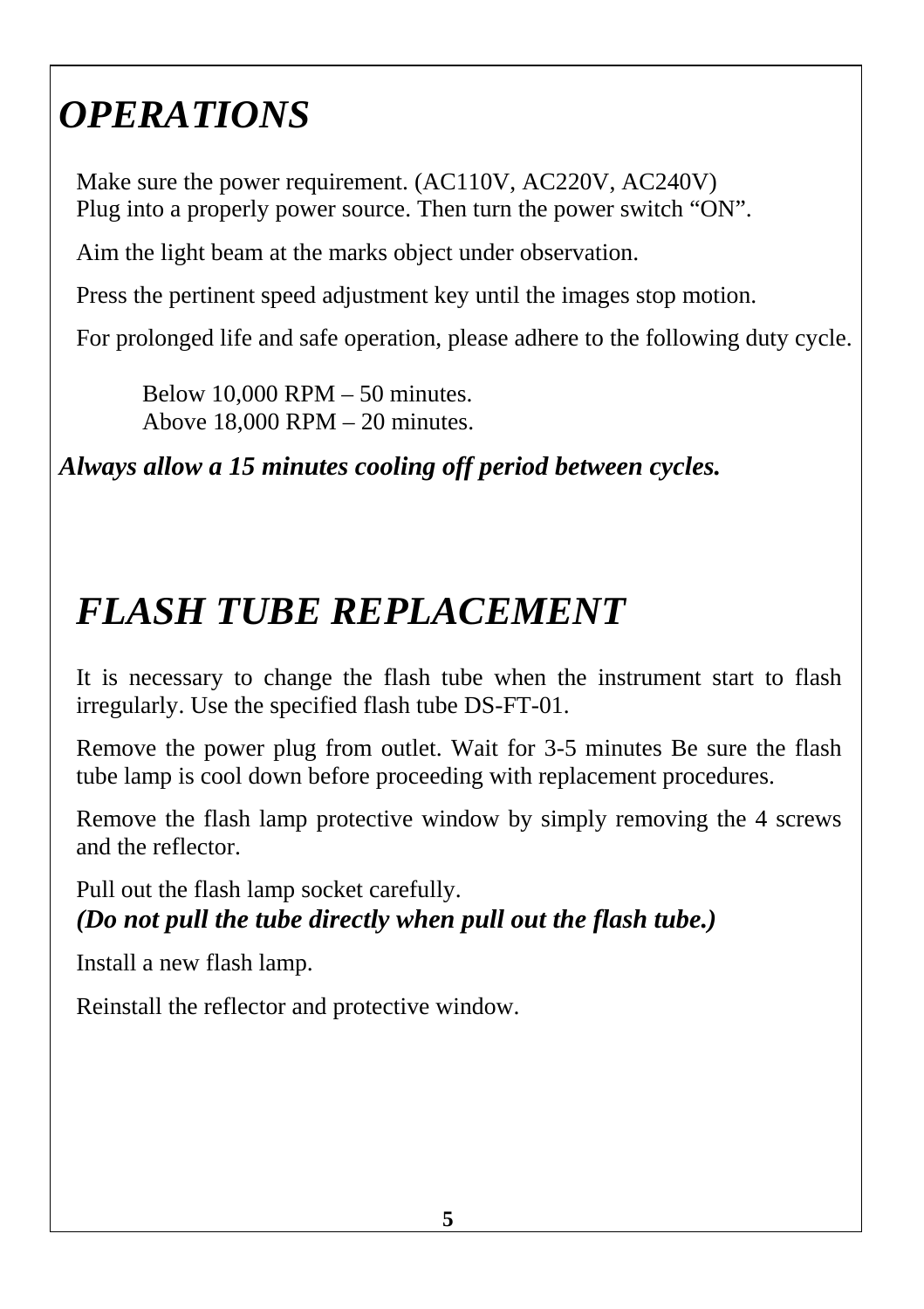## *OPERATIONS*

Make sure the power requirement. (AC110V, AC220V, AC240V)
Plug into a properly power source. Then turn the power switch "ON".

Aim the light beam at the marks object under observation.

Press the pertinent speed adjustment key until the images stop motion.

For prolonged life and safe operation, please adhere to the following duty cycle.

Below 10,000 RPM – 50 minutes.
Above 18,000 RPM – 20 minutes.

***Always allow a 15 minutes cooling off period between cycles.***

## *FLASH TUBE REPLACEMENT*

It is necessary to change the flash tube when the instrument start to flash irregularly. Use the specified flash tube DS-FT-01.

Remove the power plug from outlet. Wait for 3-5 minutes Be sure the flash tube lamp is cool down before proceeding with replacement procedures.

Remove the flash lamp protective window by simply removing the 4 screws and the reflector.

Pull out the flash lamp socket carefully.
***(Do not pull the tube directly when pull out the flash tube.)***

Install a new flash lamp.

Reinstall the reflector and protective window.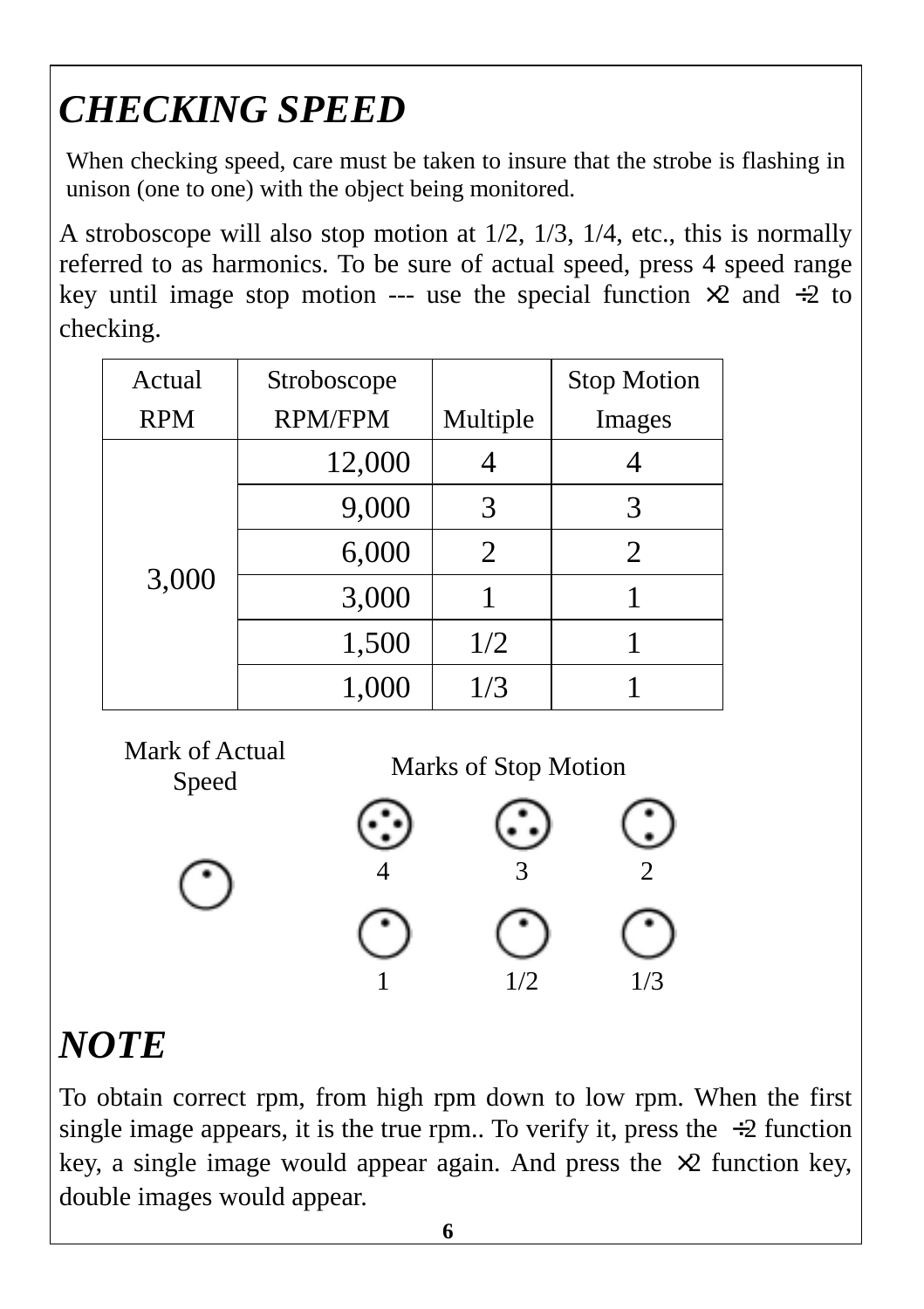## *CHECKING SPEED*

When checking speed, care must be taken to insure that the strobe is flashing in unison (one to one) with the object being monitored.

A stroboscope will also stop motion at 1/2, 1/3, 1/4, etc., this is normally referred to as harmonics. To be sure of actual speed, press 4 speed range key until image stop motion --- use the special function ×2 and ÷2 to checking.

| Actual RPM | Stroboscope RPM/FPM | Multiple | Stop Motion Images |
|---|---|---|---|
| 3,000 | 12,000 | 4 | 4 |
| | 9,000 | 3 | 3 |
| | 6,000 | 2 | 2 |
| | 3,000 | 1 | 1 |
| | 1,500 | 1/2 | 1 |
| | 1,000 | 1/3 | 1 |

Mark of Actual Speed

Marks of Stop Motion

4 3 2

1 1/2 1/3

## *NOTE*

To obtain correct rpm, from high rpm down to low rpm. When the first single image appears, it is the true rpm.. To verify it, press the ÷2 function key, a single image would appear again. And press the ×2 function key, double images would appear.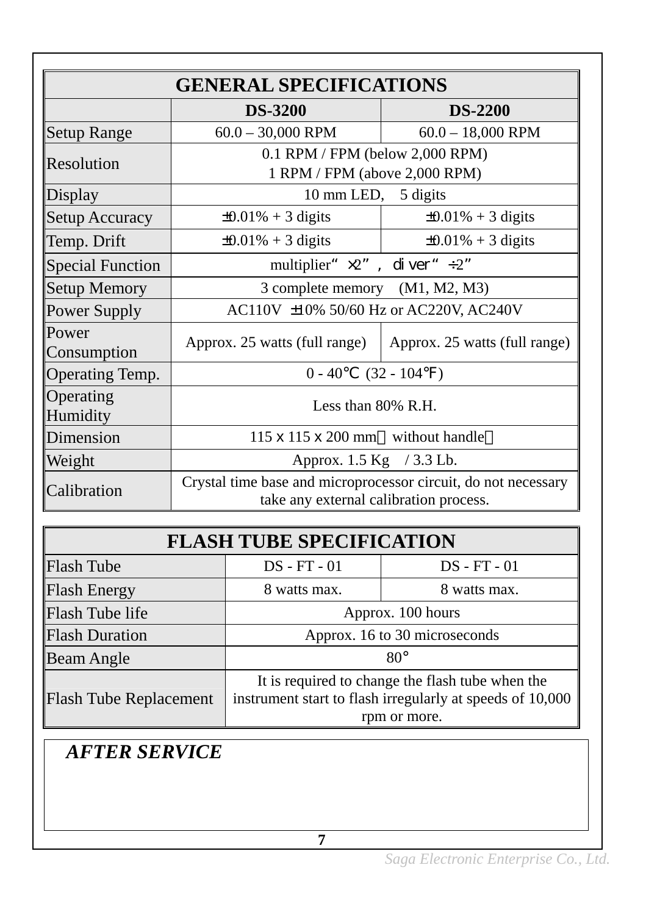## GENERAL SPECIFICATIONS

| | DS-3200 | DS-2200 |
|---|---|---|
| Setup Range | 60.0 – 30,000 RPM | 60.0 – 18,000 RPM |
| Resolution | 0.1 RPM / FPM (below 2,000 RPM)<br>1 RPM / FPM (above 2,000 RPM) | |
| Display | 10 mm LED, 5 digits | |
| Setup Accuracy | ±0.01% + 3 digits | ±0.01% + 3 digits |
| Temp. Drift | ±0.01% + 3 digits | ±0.01% + 3 digits |
| Special Function | multiplier "×2", diver "÷2" | |
| Setup Memory | 3 complete memory (M1, M2, M3) | |
| Power Supply | AC110V ±10% 50/60 Hz or AC220V, AC240V | |
| Power Consumption | Approx. 25 watts (full range) | Approx. 25 watts (full range) |
| Operating Temp. | 0 - 40℃ (32 - 104℉) | |
| Operating Humidity | Less than 80% R.H. | |
| Dimension | 115 x 115 x 200 mm (without handle) | |
| Weight | Approx. 1.5 Kg / 3.3 Lb. | |
| Calibration | Crystal time base and microprocessor circuit, do not necessary take any external calibration process. | |

## FLASH TUBE SPECIFICATION

| | | |
|---|---|---|
| Flash Tube | DS - FT - 01 | DS - FT - 01 |
| Flash Energy | 8 watts max. | 8 watts max. |
| Flash Tube life | Approx. 100 hours | |
| Flash Duration | Approx. 16 to 30 microseconds | |
| Beam Angle | 80° | |
| Flash Tube Replacement | It is required to change the flash tube when the instrument start to flash irregularly at speeds of 10,000 rpm or more. | |

***AFTER SERVICE***

*Saga Electronic Enterprise Co., Ltd.*